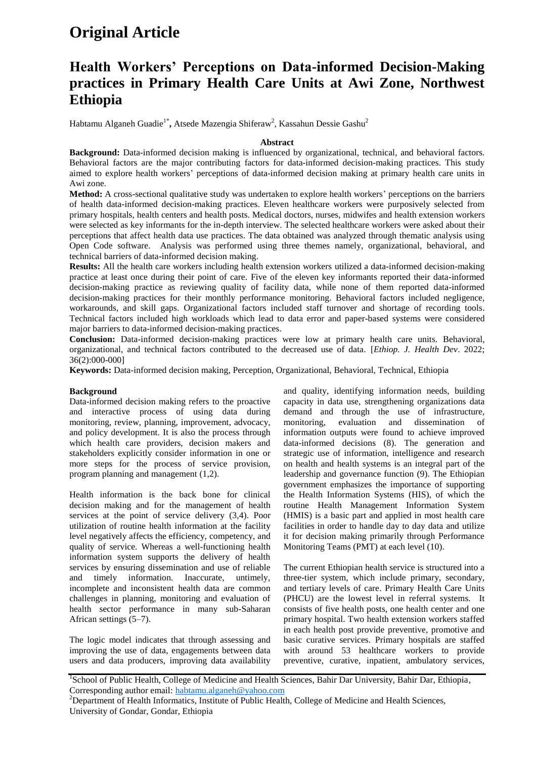# Original Article

## Health Workers' Perceptions on Data-informed Decision-Making practices in Primary Health Care Units at Awi Zone, Northwest Ethiopia

Habtamu Alganeh Guadie[1*], Atsede Mazengia Shiferaw[2], Kassahun Dessie Gashu[2]

### Abstract

**Background:** Data-informed decision making is influenced by organizational, technical, and behavioral factors. Behavioral factors are the major contributing factors for data-informed decision-making practices. This study aimed to explore health workers' perceptions of data-informed decision making at primary health care units in Awi zone.

**Method:** A cross-sectional qualitative study was undertaken to explore health workers' perceptions on the barriers of health data-informed decision-making practices. Eleven healthcare workers were purposively selected from primary hospitals, health centers and health posts. Medical doctors, nurses, midwifes and health extension workers were selected as key informants for the in-depth interview. The selected healthcare workers were asked about their perceptions that affect health data use practices. The data obtained was analyzed through thematic analysis using Open Code software. Analysis was performed using three themes namely, organizational, behavioral, and technical barriers of data-informed decision making.

**Results:** All the health care workers including health extension workers utilized a data-informed decision-making practice at least once during their point of care. Five of the eleven key informants reported their data-informed decision-making practice as reviewing quality of facility data, while none of them reported data-informed decision-making practices for their monthly performance monitoring. Behavioral factors included negligence, workarounds, and skill gaps. Organizational factors included staff turnover and shortage of recording tools. Technical factors included high workloads which lead to data error and paper-based systems were considered major barriers to data-informed decision-making practices.

**Conclusion:** Data-informed decision-making practices were low at primary health care units. Behavioral, organizational, and technical factors contributed to the decreased use of data. [*Ethiop. J. Health Dev*. 2022; 36(2):000-000]

**Keywords:** Data-informed decision making, Perception, Organizational, Behavioral, Technical, Ethiopia

### Background

Data-informed decision making refers to the proactive and interactive process of using data during monitoring, review, planning, improvement, advocacy, and policy development. It is also the process through which health care providers, decision makers and stakeholders explicitly consider information in one or more steps for the process of service provision, program planning and management (1,2).

Health information is the back bone for clinical decision making and for the management of health services at the point of service delivery (3,4). Poor utilization of routine health information at the facility level negatively affects the efficiency, competency, and quality of service. Whereas a well-functioning health information system supports the delivery of health services by ensuring dissemination and use of reliable and timely information. Inaccurate, untimely, incomplete and inconsistent health data are common challenges in planning, monitoring and evaluation of health sector performance in many sub-Saharan African settings (5–7).

The logic model indicates that through assessing and improving the use of data, engagements between data users and data producers, improving data availability and quality, identifying information needs, building capacity in data use, strengthening organizations data demand and through the use of infrastructure, monitoring, evaluation and dissemination of information outputs were found to achieve improved data-informed decisions (8). The generation and strategic use of information, intelligence and research on health and health systems is an integral part of the leadership and governance function (9). The Ethiopian government emphasizes the importance of supporting the Health Information Systems (HIS), of which the routine Health Management Information System (HMIS) is a basic part and applied in most health care facilities in order to handle day to day data and utilize it for decision making primarily through Performance Monitoring Teams (PMT) at each level (10).

The current Ethiopian health service is structured into a three-tier system, which include primary, secondary, and tertiary levels of care. Primary Health Care Units (PHCU) are the lowest level in referral systems. It consists of five health posts, one health center and one primary hospital. Two health extension workers staffed in each health post provide preventive, promotive and basic curative services. Primary hospitals are staffed with around 53 healthcare workers to provide preventive, curative, inpatient, ambulatory services,

[1]School of Public Health, College of Medicine and Health Sciences, Bahir Dar University, Bahir Dar, Ethiopia, Corresponding author email: habtamu.alganeh@yahoo.com

[2]Department of Health Informatics, Institute of Public Health, College of Medicine and Health Sciences, University of Gondar, Gondar, Ethiopia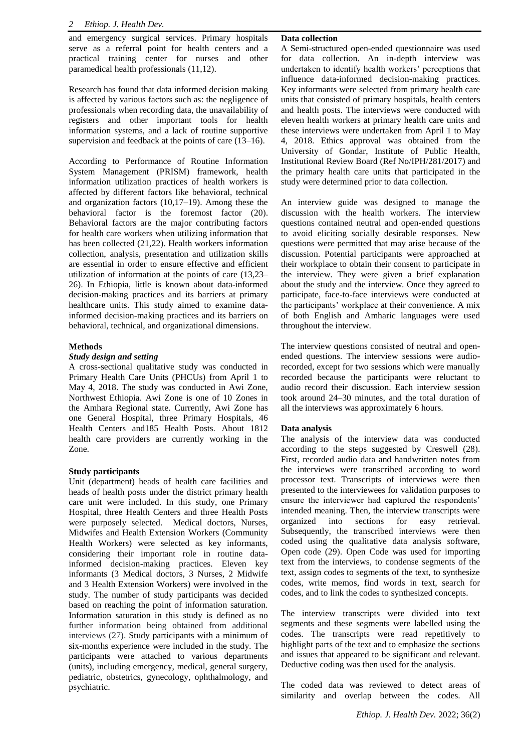and emergency surgical services. Primary hospitals serve as a referral point for health centers and a practical training center for nurses and other paramedical health professionals (11,12).

Research has found that data informed decision making is affected by various factors such as: the negligence of professionals when recording data, the unavailability of registers and other important tools for health information systems, and a lack of routine supportive supervision and feedback at the points of care (13–16).

According to Performance of Routine Information System Management (PRISM) framework, health information utilization practices of health workers is affected by different factors like behavioral, technical and organization factors (10,17–19). Among these the behavioral factor is the foremost factor (20). Behavioral factors are the major contributing factors for health care workers when utilizing information that has been collected (21,22). Health workers information collection, analysis, presentation and utilization skills are essential in order to ensure effective and efficient utilization of information at the points of care (13,23–26). In Ethiopia, little is known about data-informed decision-making practices and its barriers at primary healthcare units. This study aimed to examine data-informed decision-making practices and its barriers on behavioral, technical, and organizational dimensions.

## Methods

### *Study design and setting*

A cross-sectional qualitative study was conducted in Primary Health Care Units (PHCUs) from April 1 to May 4, 2018. The study was conducted in Awi Zone, Northwest Ethiopia. Awi Zone is one of 10 Zones in the Amhara Regional state. Currently, Awi Zone has one General Hospital, three Primary Hospitals, 46 Health Centers and185 Health Posts. About 1812 health care providers are currently working in the Zone.

### **Study participants**

Unit (department) heads of health care facilities and heads of health posts under the district primary health care unit were included. In this study, one Primary Hospital, three Health Centers and three Health Posts were purposely selected. Medical doctors, Nurses, Midwifes and Health Extension Workers (Community Health Workers) were selected as key informants, considering their important role in routine data-informed decision-making practices. Eleven key informants (3 Medical doctors, 3 Nurses, 2 Midwife and 3 Health Extension Workers) were involved in the study. The number of study participants was decided based on reaching the point of information saturation. Information saturation in this study is defined as no further information being obtained from additional interviews (27). Study participants with a minimum of six-months experience were included in the study. The participants were attached to various departments (units), including emergency, medical, general surgery, pediatric, obstetrics, gynecology, ophthalmology, and psychiatric.

### **Data collection**

A Semi-structured open-ended questionnaire was used for data collection. An in-depth interview was undertaken to identify health workers' perceptions that influence data-informed decision-making practices. Key informants were selected from primary health care units that consisted of primary hospitals, health centers and health posts. The interviews were conducted with eleven health workers at primary health care units and these interviews were undertaken from April 1 to May 4, 2018. Ethics approval was obtained from the University of Gondar, Institute of Public Health, Institutional Review Board (Ref No/IPH/281/2017) and the primary health care units that participated in the study were determined prior to data collection.

An interview guide was designed to manage the discussion with the health workers. The interview questions contained neutral and open-ended questions to avoid eliciting socially desirable responses. New questions were permitted that may arise because of the discussion. Potential participants were approached at their workplace to obtain their consent to participate in the interview. They were given a brief explanation about the study and the interview. Once they agreed to participate, face-to-face interviews were conducted at the participants' workplace at their convenience. A mix of both English and Amharic languages were used throughout the interview.

The interview questions consisted of neutral and open-ended questions. The interview sessions were audio-recorded, except for two sessions which were manually recorded because the participants were reluctant to audio record their discussion. Each interview session took around 24–30 minutes, and the total duration of all the interviews was approximately 6 hours.

### **Data analysis**

The analysis of the interview data was conducted according to the steps suggested by Creswell (28). First, recorded audio data and handwritten notes from the interviews were transcribed according to word processor text. Transcripts of interviews were then presented to the interviewees for validation purposes to ensure the interviewer had captured the respondents' intended meaning. Then, the interview transcripts were organized into sections for easy retrieval. Subsequently, the transcribed interviews were then coded using the qualitative data analysis software, Open code (29). Open Code was used for importing text from the interviews, to condense segments of the text, assign codes to segments of the text, to synthesize codes, write memos, find words in text, search for codes, and to link the codes to synthesized concepts.

The interview transcripts were divided into text segments and these segments were labelled using the codes. The transcripts were read repetitively to highlight parts of the text and to emphasize the sections and issues that appeared to be significant and relevant. Deductive coding was then used for the analysis.

The coded data was reviewed to detect areas of similarity and overlap between the codes. All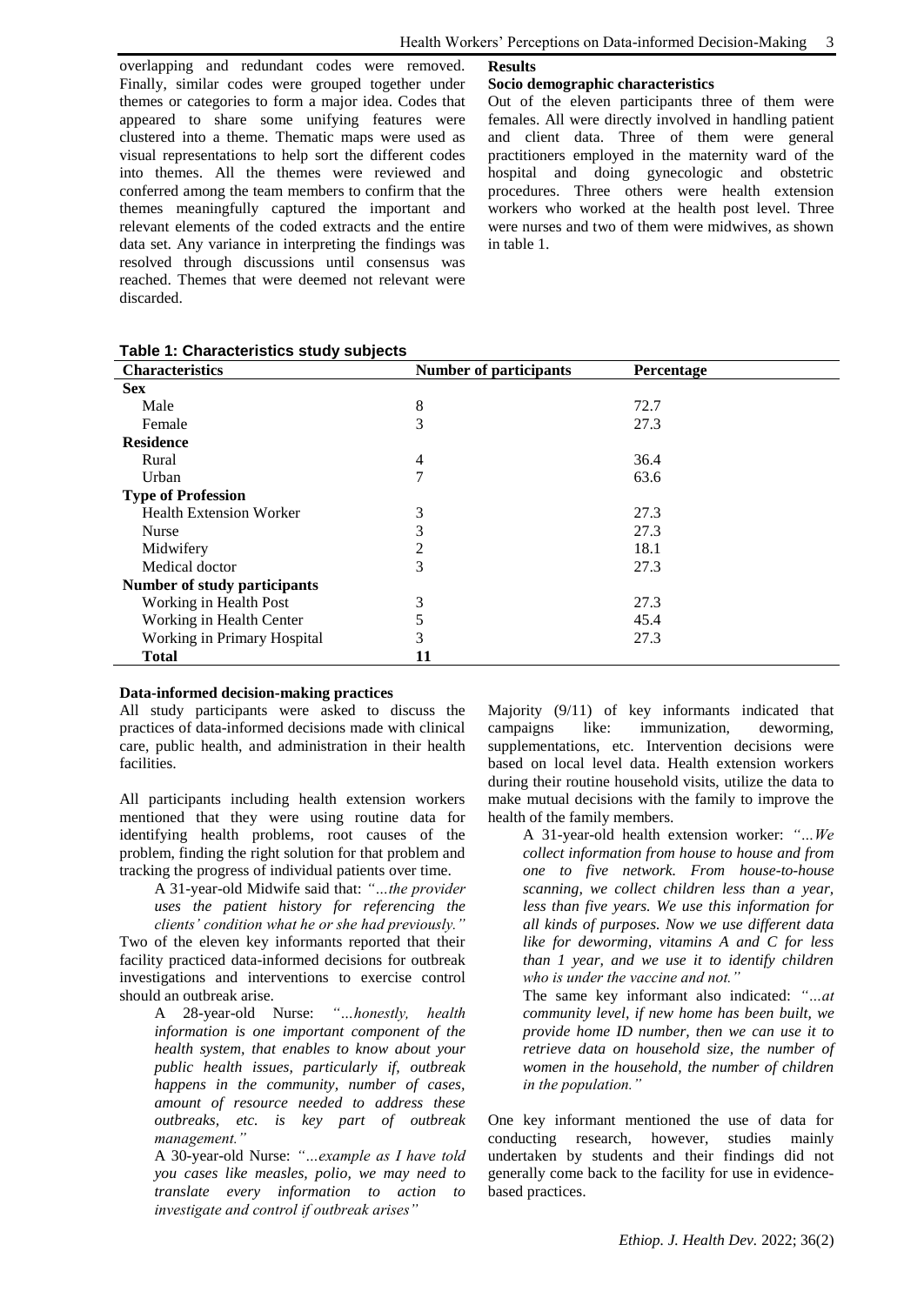overlapping and redundant codes were removed. Finally, similar codes were grouped together under themes or categories to form a major idea. Codes that appeared to share some unifying features were clustered into a theme. Thematic maps were used as visual representations to help sort the different codes into themes. All the themes were reviewed and conferred among the team members to confirm that the themes meaningfully captured the important and relevant elements of the coded extracts and the entire data set. Any variance in interpreting the findings was resolved through discussions until consensus was reached. Themes that were deemed not relevant were discarded.

## Results

### Socio demographic characteristics

Out of the eleven participants three of them were females. All were directly involved in handling patient and client data. Three of them were general practitioners employed in the maternity ward of the hospital and doing gynecologic and obstetric procedures. Three others were health extension workers who worked at the health post level. Three were nurses and two of them were midwives, as shown in table 1.

**Table 1: Characteristics study subjects**

| Characteristics | Number of participants | Percentage |
|---|---|---|
| **Sex** | | |
| Male | 8 | 72.7 |
| Female | 3 | 27.3 |
| **Residence** | | |
| Rural | 4 | 36.4 |
| Urban | 7 | 63.6 |
| **Type of Profession** | | |
| Health Extension Worker | 3 | 27.3 |
| Nurse | 3 | 27.3 |
| Midwifery | 2 | 18.1 |
| Medical doctor | 3 | 27.3 |
| **Number of study participants** | | |
| Working in Health Post | 3 | 27.3 |
| Working in Health Center | 5 | 45.4 |
| Working in Primary Hospital | 3 | 27.3 |
| **Total** | **11** | |

### Data-informed decision-making practices

All study participants were asked to discuss the practices of data-informed decisions made with clinical care, public health, and administration in their health facilities.

All participants including health extension workers mentioned that they were using routine data for identifying health problems, root causes of the problem, finding the right solution for that problem and tracking the progress of individual patients over time.

> A 31-year-old Midwife said that: *"…the provider uses the patient history for referencing the clients' condition what he or she had previously."*

Two of the eleven key informants reported that their facility practiced data-informed decisions for outbreak investigations and interventions to exercise control should an outbreak arise.

> A 28-year-old Nurse: *"…honestly, health information is one important component of the health system, that enables to know about your public health issues, particularly if, outbreak happens in the community, number of cases, amount of resource needed to address these outbreaks, etc. is key part of outbreak management."*

> A 30-year-old Nurse: *"…example as I have told you cases like measles, polio, we may need to translate every information to action to investigate and control if outbreak arises"*

Majority (9/11) of key informants indicated that campaigns like: immunization, deworming, supplementations, etc. Intervention decisions were based on local level data. Health extension workers during their routine household visits, utilize the data to make mutual decisions with the family to improve the health of the family members.

> A 31-year-old health extension worker: *"…We collect information from house to house and from one to five network. From house-to-house scanning, we collect children less than a year, less than five years. We use this information for all kinds of purposes. Now we use different data like for deworming, vitamins A and C for less than 1 year, and we use it to identify children who is under the vaccine and not."*

> The same key informant also indicated: *"…at community level, if new home has been built, we provide home ID number, then we can use it to retrieve data on household size, the number of women in the household, the number of children in the population."*

One key informant mentioned the use of data for conducting research, however, studies mainly undertaken by students and their findings did not generally come back to the facility for use in evidence-based practices.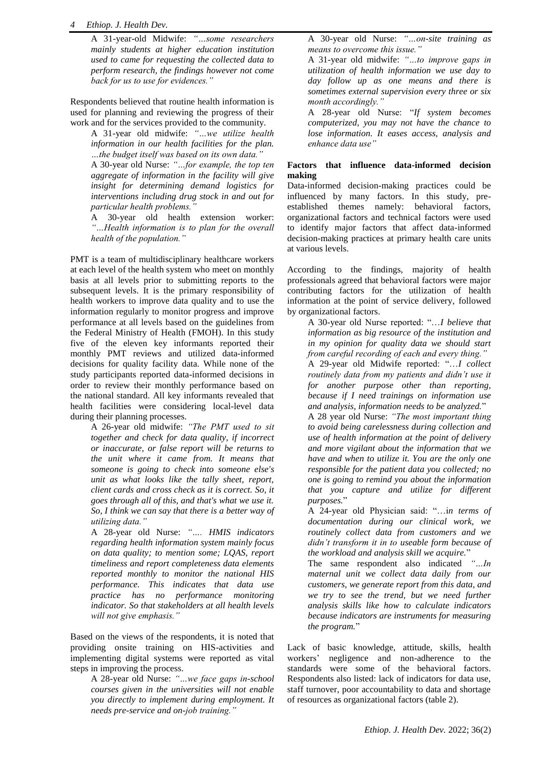A 31-year-old Midwife: *"…some researchers mainly students at higher education institution used to came for requesting the collected data to perform research, the findings however not come back for us to use for evidences."*

Respondents believed that routine health information is used for planning and reviewing the progress of their work and for the services provided to the community.

A 31-year old midwife: *"…we utilize health information in our health facilities for the plan. …the budget itself was based on its own data."*

A 30-year old Nurse: *"…for example, the top ten aggregate of information in the facility will give insight for determining demand logistics for interventions including drug stock in and out for particular health problems."*

A 30-year old health extension worker: *"…Health information is to plan for the overall health of the population."*

PMT is a team of multidisciplinary healthcare workers at each level of the health system who meet on monthly basis at all levels prior to submitting reports to the subsequent levels. It is the primary responsibility of health workers to improve data quality and to use the information regularly to monitor progress and improve performance at all levels based on the guidelines from the Federal Ministry of Health (FMOH). In this study five of the eleven key informants reported their monthly PMT reviews and utilized data-informed decisions for quality facility data. While none of the study participants reported data-informed decisions in order to review their monthly performance based on the national standard. All key informants revealed that health facilities were considering local-level data during their planning processes.

A 26-year old midwife: *"The PMT used to sit together and check for data quality, if incorrect or inaccurate, or false report will be returns to the unit where it came from. It means that someone is going to check into someone else's unit as what looks like the tally sheet, report, client cards and cross check as it is correct. So, it goes through all of this, and that's what we use it. So, I think we can say that there is a better way of utilizing data."*

A 28-year old Nurse: *"…. HMIS indicators regarding health information system mainly focus on data quality; to mention some; LQAS, report timeliness and report completeness data elements reported monthly to monitor the national HIS performance. This indicates that data use practice has no performance monitoring indicator. So that stakeholders at all health levels will not give emphasis."*

Based on the views of the respondents, it is noted that providing onsite training on HIS-activities and implementing digital systems were reported as vital steps in improving the process.

A 28-year old Nurse: *"…we face gaps in-school courses given in the universities will not enable you directly to implement during employment. It needs pre-service and on-job training."*

A 30-year old Nurse: *"…on-site training as means to overcome this issue."*

A 31-year old midwife: *"…to improve gaps in utilization of health information we use day to day follow up as one means and there is sometimes external supervision every three or six month accordingly."*

A 28-year old Nurse: "*If system becomes computerized, you may not have the chance to lose information. It eases access, analysis and enhance data use"*

**Factors that influence data-informed decision making**

Data-informed decision-making practices could be influenced by many factors. In this study, pre-established themes namely: behavioral factors, organizational factors and technical factors were used to identify major factors that affect data-informed decision-making practices at primary health care units at various levels.

According to the findings, majority of health professionals agreed that behavioral factors were major contributing factors for the utilization of health information at the point of service delivery, followed by organizational factors.

A 30-year old Nurse reported: "…*I believe that information as big resource of the institution and in my opinion for quality data we should start from careful recording of each and every thing."*

A 29-year old Midwife reported: "…*I collect routinely data from my patients and didn't use it for another purpose other than reporting, because if I need trainings on information use and analysis, information needs to be analyzed.*"

A 28 year old Nurse: *"The most important thing to avoid being carelessness during collection and use of health information at the point of delivery and more vigilant about the information that we have and when to utilize it. You are the only one responsible for the patient data you collected; no one is going to remind you about the information that you capture and utilize for different purposes.*"

A 24-year old Physician said: "…i*n terms of documentation during our clinical work, we routinely collect data from customers and we didn't transform it in to useable form because of the workload and analysis skill we acquire.*"

The same respondent also indicated *"…In maternal unit we collect data daily from our customers, we generate report from this data, and we try to see the trend, but we need further analysis skills like how to calculate indicators because indicators are instruments for measuring the program.*"

Lack of basic knowledge, attitude, skills, health workers' negligence and non-adherence to the standards were some of the behavioral factors. Respondents also listed: lack of indicators for data use, staff turnover, poor accountability to data and shortage of resources as organizational factors (table 2).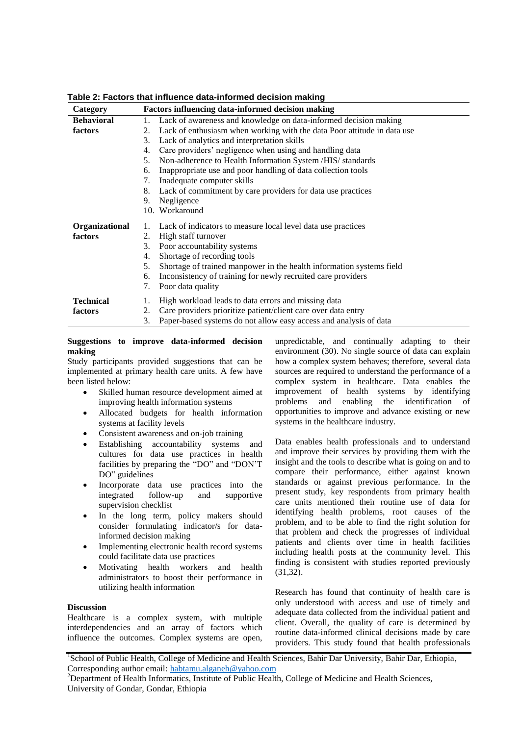**Table 2: Factors that influence data-informed decision making**

| Category | Factors influencing data-informed decision making |
|---|---|
| **Behavioral factors** | 1. Lack of awareness and knowledge on data-informed decision making<br>2. Lack of enthusiasm when working with the data Poor attitude in data use<br>3. Lack of analytics and interpretation skills<br>4. Care providers' negligence when using and handling data<br>5. Non-adherence to Health Information System /HIS/ standards<br>6. Inappropriate use and poor handling of data collection tools<br>7. Inadequate computer skills<br>8. Lack of commitment by care providers for data use practices<br>9. Negligence<br>10. Workaround |
| **Organizational factors** | 1. Lack of indicators to measure local level data use practices<br>2. High staff turnover<br>3. Poor accountability systems<br>4. Shortage of recording tools<br>5. Shortage of trained manpower in the health information systems field<br>6. Inconsistency of training for newly recruited care providers<br>7. Poor data quality |
| **Technical factors** | 1. High workload leads to data errors and missing data<br>2. Care providers prioritize patient/client care over data entry<br>3. Paper-based systems do not allow easy access and analysis of data |

**Suggestions to improve data-informed decision making**

Study participants provided suggestions that can be implemented at primary health care units. A few have been listed below:

- Skilled human resource development aimed at improving health information systems
- Allocated budgets for health information systems at facility levels
- Consistent awareness and on-job training
- Establishing accountability systems and cultures for data use practices in health facilities by preparing the "DO" and "DON'T DO" guidelines
- Incorporate data use practices into the integrated follow-up and supportive supervision checklist
- In the long term, policy makers should consider formulating indicator/s for data-informed decision making
- Implementing electronic health record systems could facilitate data use practices
- Motivating health workers and health administrators to boost their performance in utilizing health information

**Discussion**

Healthcare is a complex system, with multiple interdependencies and an array of factors which influence the outcomes. Complex systems are open, unpredictable, and continually adapting to their environment (30). No single source of data can explain how a complex system behaves; therefore, several data sources are required to understand the performance of a complex system in healthcare. Data enables the improvement of health systems by identifying problems and enabling the identification of opportunities to improve and advance existing or new systems in the healthcare industry.

Data enables health professionals and to understand and improve their services by providing them with the insight and the tools to describe what is going on and to compare their performance, either against known standards or against previous performance. In the present study, key respondents from primary health care units mentioned their routine use of data for identifying health problems, root causes of the problem, and to be able to find the right solution for that problem and check the progresses of individual patients and clients over time in health facilities including health posts at the community level. This finding is consistent with studies reported previously (31,32).

Research has found that continuity of health care is only understood with access and use of timely and adequate data collected from the individual patient and client. Overall, the quality of care is determined by routine data-informed clinical decisions made by care providers. This study found that health professionals

[1]School of Public Health, College of Medicine and Health Sciences, Bahir Dar University, Bahir Dar, Ethiopia, Corresponding author email: habtamu.alganeh@yahoo.com

[2]Department of Health Informatics, Institute of Public Health, College of Medicine and Health Sciences, University of Gondar, Gondar, Ethiopia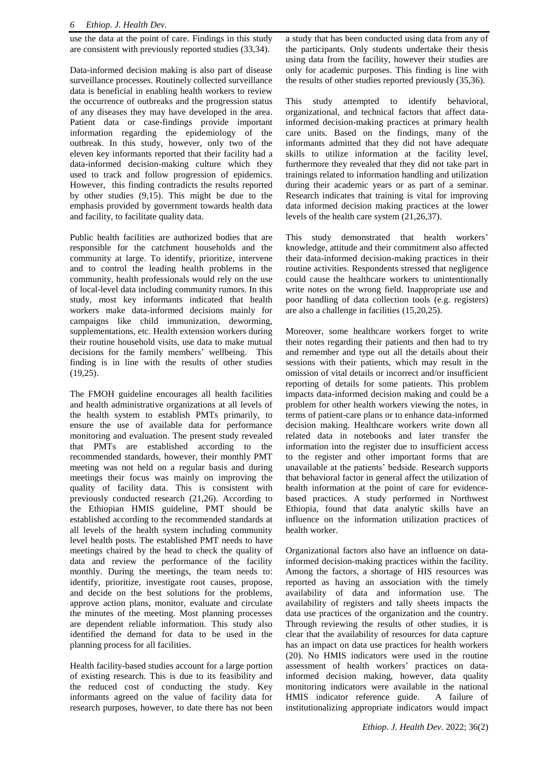use the data at the point of care. Findings in this study are consistent with previously reported studies (33,34).

Data-informed decision making is also part of disease surveillance processes. Routinely collected surveillance data is beneficial in enabling health workers to review the occurrence of outbreaks and the progression status of any diseases they may have developed in the area. Patient data or case-findings provide important information regarding the epidemiology of the outbreak. In this study, however, only two of the eleven key informants reported that their facility had a data-informed decision-making culture which they used to track and follow progression of epidemics. However, this finding contradicts the results reported by other studies (9,15). This might be due to the emphasis provided by government towards health data and facility, to facilitate quality data.

Public health facilities are authorized bodies that are responsible for the catchment households and the community at large. To identify, prioritize, intervene and to control the leading health problems in the community, health professionals would rely on the use of local-level data including community rumors. In this study, most key informants indicated that health workers make data-informed decisions mainly for campaigns like child immunization, deworming, supplementations, etc. Health extension workers during their routine household visits, use data to make mutual decisions for the family members' wellbeing. This finding is in line with the results of other studies (19,25).

The FMOH guideline encourages all health facilities and health administrative organizations at all levels of the health system to establish PMTs primarily, to ensure the use of available data for performance monitoring and evaluation. The present study revealed that PMTs are established according to the recommended standards, however, their monthly PMT meeting was not held on a regular basis and during meetings their focus was mainly on improving the quality of facility data. This is consistent with previously conducted research (21,26). According to the Ethiopian HMIS guideline, PMT should be established according to the recommended standards at all levels of the health system including community level health posts. The established PMT needs to have meetings chaired by the head to check the quality of data and review the performance of the facility monthly. During the meetings, the team needs to: identify, prioritize, investigate root causes, propose, and decide on the best solutions for the problems, approve action plans, monitor, evaluate and circulate the minutes of the meeting. Most planning processes are dependent reliable information. This study also identified the demand for data to be used in the planning process for all facilities.

Health facility-based studies account for a large portion of existing research. This is due to its feasibility and the reduced cost of conducting the study. Key informants agreed on the value of facility data for research purposes, however, to date there has not been a study that has been conducted using data from any of the participants. Only students undertake their thesis using data from the facility, however their studies are only for academic purposes. This finding is line with the results of other studies reported previously (35,36).

This study attempted to identify behavioral, organizational, and technical factors that affect data-informed decision-making practices at primary health care units. Based on the findings, many of the informants admitted that they did not have adequate skills to utilize information at the facility level, furthermore they revealed that they did not take part in trainings related to information handling and utilization during their academic years or as part of a seminar. Research indicates that training is vital for improving data informed decision making practices at the lower levels of the health care system (21,26,37).

This study demonstrated that health workers' knowledge, attitude and their commitment also affected their data-informed decision-making practices in their routine activities. Respondents stressed that negligence could cause the healthcare workers to unintentionally write notes on the wrong field. Inappropriate use and poor handling of data collection tools (e.g. registers) are also a challenge in facilities (15,20,25).

Moreover, some healthcare workers forget to write their notes regarding their patients and then had to try and remember and type out all the details about their sessions with their patients, which may result in the omission of vital details or incorrect and/or insufficient reporting of details for some patients. This problem impacts data-informed decision making and could be a problem for other health workers viewing the notes, in terms of patient-care plans or to enhance data-informed decision making. Healthcare workers write down all related data in notebooks and later transfer the information into the register due to insufficient access to the register and other important forms that are unavailable at the patients' bedside. Research supports that behavioral factor in general affect the utilization of health information at the point of care for evidence-based practices. A study performed in Northwest Ethiopia, found that data analytic skills have an influence on the information utilization practices of health worker.

Organizational factors also have an influence on data-informed decision-making practices within the facility. Among the factors, a shortage of HIS resources was reported as having an association with the timely availability of data and information use. The availability of registers and tally sheets impacts the data use practices of the organization and the country. Through reviewing the results of other studies, it is clear that the availability of resources for data capture has an impact on data use practices for health workers (20). No HMIS indicators were used in the routine assessment of health workers' practices on data-informed decision making, however, data quality monitoring indicators were available in the national HMIS indicator reference guide. A failure of institutionalizing appropriate indicators would impact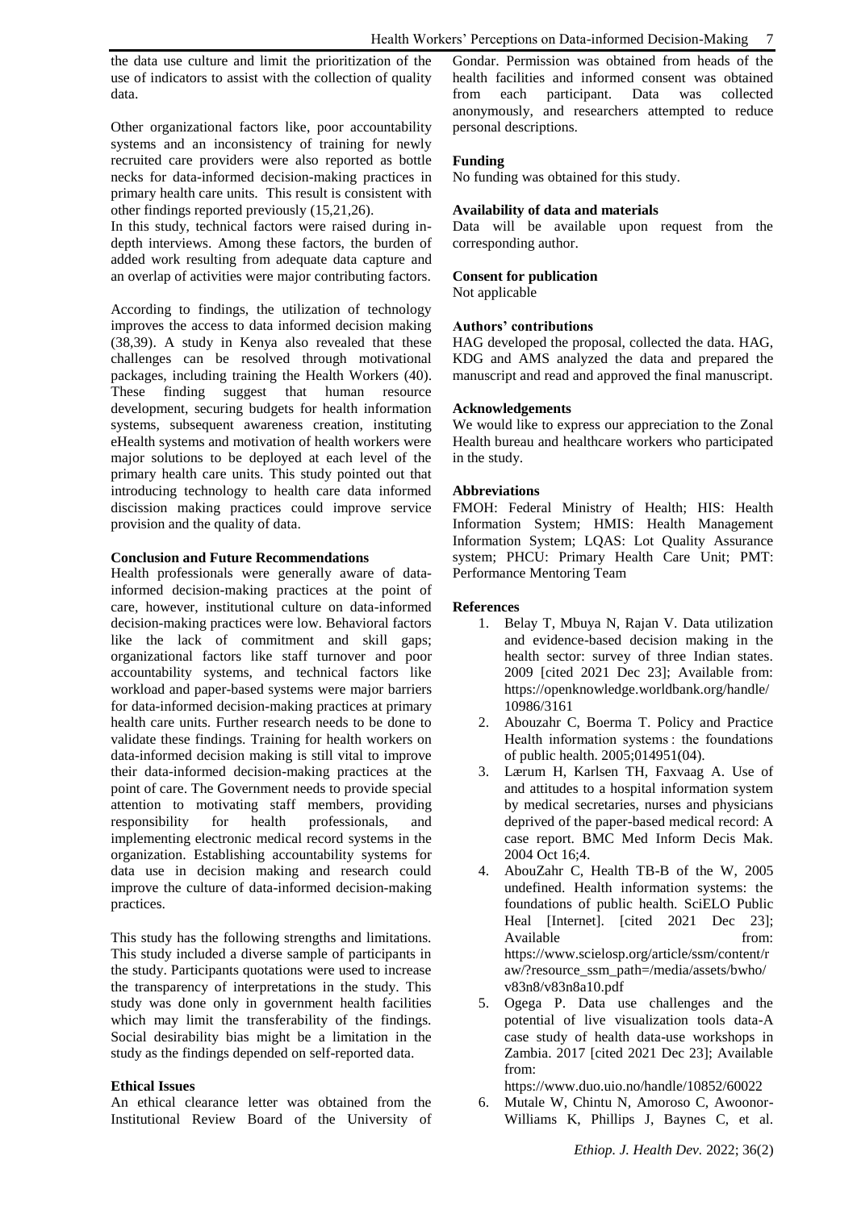the data use culture and limit the prioritization of the use of indicators to assist with the collection of quality data.

Other organizational factors like, poor accountability systems and an inconsistency of training for newly recruited care providers were also reported as bottle necks for data-informed decision-making practices in primary health care units. This result is consistent with other findings reported previously (15,21,26).
In this study, technical factors were raised during in-depth interviews. Among these factors, the burden of added work resulting from adequate data capture and an overlap of activities were major contributing factors.

According to findings, the utilization of technology improves the access to data informed decision making (38,39). A study in Kenya also revealed that these challenges can be resolved through motivational packages, including training the Health Workers (40). These finding suggest that human resource development, securing budgets for health information systems, subsequent awareness creation, instituting eHealth systems and motivation of health workers were major solutions to be deployed at each level of the primary health care units. This study pointed out that introducing technology to health care data informed discission making practices could improve service provision and the quality of data.

**Conclusion and Future Recommendations**

Health professionals were generally aware of data-informed decision-making practices at the point of care, however, institutional culture on data-informed decision-making practices were low. Behavioral factors like the lack of commitment and skill gaps; organizational factors like staff turnover and poor accountability systems, and technical factors like workload and paper-based systems were major barriers for data-informed decision-making practices at primary health care units. Further research needs to be done to validate these findings. Training for health workers on data-informed decision making is still vital to improve their data-informed decision-making practices at the point of care. The Government needs to provide special attention to motivating staff members, providing responsibility for health professionals, and implementing electronic medical record systems in the organization. Establishing accountability systems for data use in decision making and research could improve the culture of data-informed decision-making practices.

This study has the following strengths and limitations. This study included a diverse sample of participants in the study. Participants quotations were used to increase the transparency of interpretations in the study. This study was done only in government health facilities which may limit the transferability of the findings. Social desirability bias might be a limitation in the study as the findings depended on self-reported data.

**Ethical Issues**

An ethical clearance letter was obtained from the Institutional Review Board of the University of Gondar. Permission was obtained from heads of the health facilities and informed consent was obtained from each participant. Data was collected anonymously, and researchers attempted to reduce personal descriptions.

**Funding**

No funding was obtained for this study.

**Availability of data and materials**

Data will be available upon request from the corresponding author.

**Consent for publication**

Not applicable

**Authors' contributions**

HAG developed the proposal, collected the data. HAG, KDG and AMS analyzed the data and prepared the manuscript and read and approved the final manuscript.

**Acknowledgements**

We would like to express our appreciation to the Zonal Health bureau and healthcare workers who participated in the study.

**Abbreviations**

FMOH: Federal Ministry of Health; HIS: Health Information System; HMIS: Health Management Information System; LQAS: Lot Quality Assurance system; PHCU: Primary Health Care Unit; PMT: Performance Mentoring Team

**References**

1. Belay T, Mbuya N, Rajan V. Data utilization and evidence-based decision making in the health sector: survey of three Indian states. 2009 [cited 2021 Dec 23]; Available from: https://openknowledge.worldbank.org/handle/10986/3161
2. Abouzahr C, Boerma T. Policy and Practice Health information systems : the foundations of public health. 2005;014951(04).
3. Lærum H, Karlsen TH, Faxvaag A. Use of and attitudes to a hospital information system by medical secretaries, nurses and physicians deprived of the paper-based medical record: A case report. BMC Med Inform Decis Mak. 2004 Oct 16;4.
4. AbouZahr C, Health TB-B of the W, 2005 undefined. Health information systems: the foundations of public health. SciELO Public Heal [Internet]. [cited 2021 Dec 23]; Available from: https://www.scielosp.org/article/ssm/content/raw/?resource_ssm_path=/media/assets/bwho/v83n8/v83n8a10.pdf
5. Ogega P. Data use challenges and the potential of live visualization tools data-A case study of health data-use workshops in Zambia. 2017 [cited 2021 Dec 23]; Available from: https://www.duo.uio.no/handle/10852/60022
6. Mutale W, Chintu N, Amoroso C, Awoonor-Williams K, Phillips J, Baynes C, et al.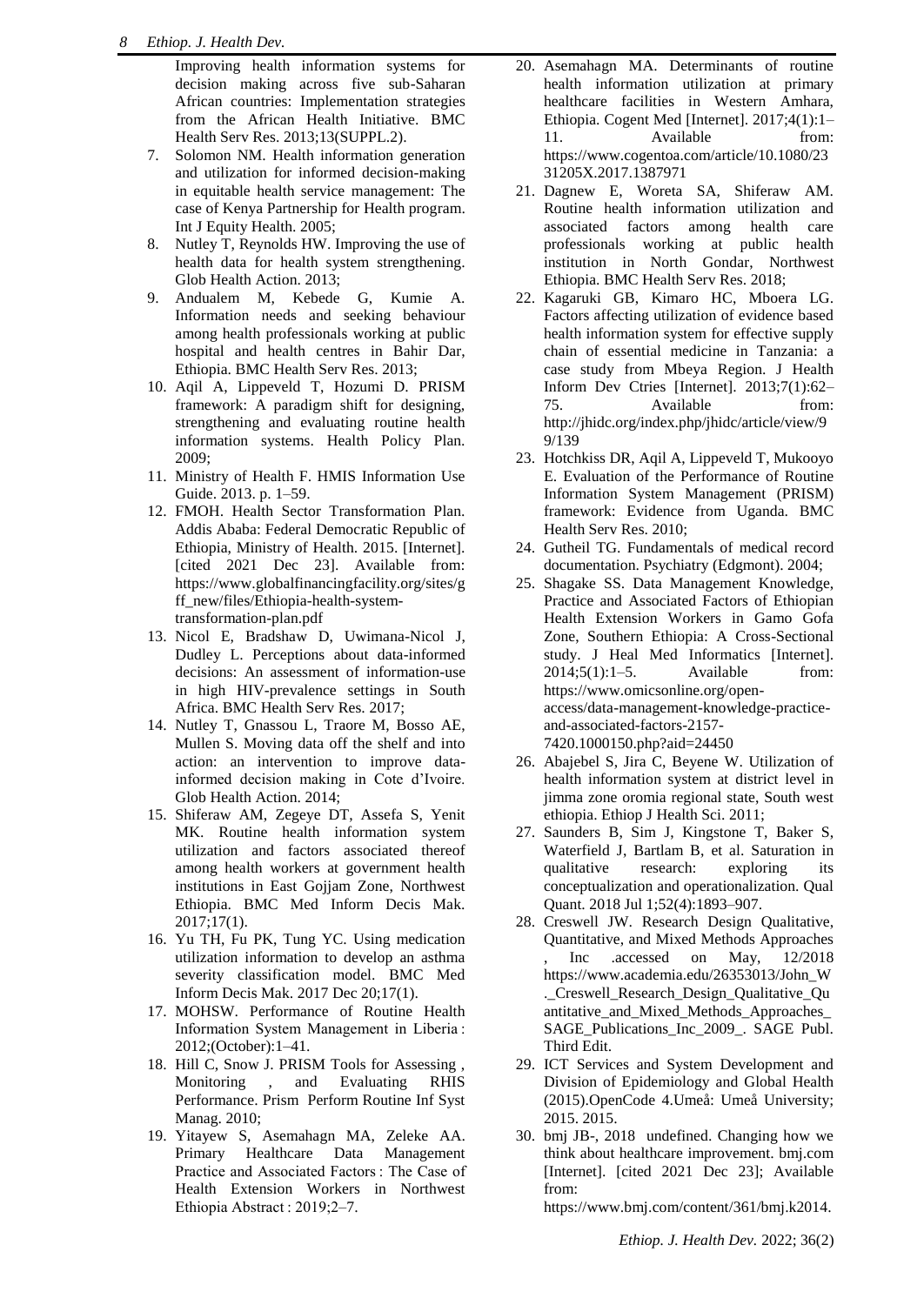Improving health information systems for decision making across five sub-Saharan African countries: Implementation strategies from the African Health Initiative. BMC Health Serv Res. 2013;13(SUPPL.2).

7. Solomon NM. Health information generation and utilization for informed decision-making in equitable health service management: The case of Kenya Partnership for Health program. Int J Equity Health. 2005;
8. Nutley T, Reynolds HW. Improving the use of health data for health system strengthening. Glob Health Action. 2013;
9. Andualem M, Kebede G, Kumie A. Information needs and seeking behaviour among health professionals working at public hospital and health centres in Bahir Dar, Ethiopia. BMC Health Serv Res. 2013;
10. Aqil A, Lippeveld T, Hozumi D. PRISM framework: A paradigm shift for designing, strengthening and evaluating routine health information systems. Health Policy Plan. 2009;
11. Ministry of Health F. HMIS Information Use Guide. 2013. p. 1–59.
12. FMOH. Health Sector Transformation Plan. Addis Ababa: Federal Democratic Republic of Ethiopia, Ministry of Health. 2015. [Internet]. [cited 2021 Dec 23]. Available from: https://www.globalfinancingfacility.org/sites/gff_new/files/Ethiopia-health-system-transformation-plan.pdf
13. Nicol E, Bradshaw D, Uwimana-Nicol J, Dudley L. Perceptions about data-informed decisions: An assessment of information-use in high HIV-prevalence settings in South Africa. BMC Health Serv Res. 2017;
14. Nutley T, Gnassou L, Traore M, Bosso AE, Mullen S. Moving data off the shelf and into action: an intervention to improve data-informed decision making in Cote d'Ivoire. Glob Health Action. 2014;
15. Shiferaw AM, Zegeye DT, Assefa S, Yenit MK. Routine health information system utilization and factors associated thereof among health workers at government health institutions in East Gojjam Zone, Northwest Ethiopia. BMC Med Inform Decis Mak. 2017;17(1).
16. Yu TH, Fu PK, Tung YC. Using medication utilization information to develop an asthma severity classification model. BMC Med Inform Decis Mak. 2017 Dec 20;17(1).
17. MOHSW. Performance of Routine Health Information System Management in Liberia : 2012;(October):1–41.
18. Hill C, Snow J. PRISM Tools for Assessing , Monitoring , and Evaluating RHIS Performance. Prism Perform Routine Inf Syst Manag. 2010;
19. Yitayew S, Asemahagn MA, Zeleke AA. Primary Healthcare Data Management Practice and Associated Factors : The Case of Health Extension Workers in Northwest Ethiopia Abstract : 2019;2–7.
20. Asemahagn MA. Determinants of routine health information utilization at primary healthcare facilities in Western Amhara, Ethiopia. Cogent Med [Internet]. 2017;4(1):1–11. Available from: https://www.cogentoa.com/article/10.1080/2331205X.2017.1387971
21. Dagnew E, Woreta SA, Shiferaw AM. Routine health information utilization and associated factors among health care professionals working at public health institution in North Gondar, Northwest Ethiopia. BMC Health Serv Res. 2018;
22. Kagaruki GB, Kimaro HC, Mboera LG. Factors affecting utilization of evidence based health information system for effective supply chain of essential medicine in Tanzania: a case study from Mbeya Region. J Health Inform Dev Ctries [Internet]. 2013;7(1):62–75. Available from: http://jhidc.org/index.php/jhidc/article/view/99/139
23. Hotchkiss DR, Aqil A, Lippeveld T, Mukooyo E. Evaluation of the Performance of Routine Information System Management (PRISM) framework: Evidence from Uganda. BMC Health Serv Res. 2010;
24. Gutheil TG. Fundamentals of medical record documentation. Psychiatry (Edgmont). 2004;
25. Shagake SS. Data Management Knowledge, Practice and Associated Factors of Ethiopian Health Extension Workers in Gamo Gofa Zone, Southern Ethiopia: A Cross-Sectional study. J Heal Med Informatics [Internet]. 2014;5(1):1–5. Available from: https://www.omicsonline.org/open-access/data-management-knowledge-practice-and-associated-factors-2157-7420.1000150.php?aid=24450
26. Abajebel S, Jira C, Beyene W. Utilization of health information system at district level in jimma zone oromia regional state, South west ethiopia. Ethiop J Health Sci. 2011;
27. Saunders B, Sim J, Kingstone T, Baker S, Waterfield J, Bartlam B, et al. Saturation in qualitative research: exploring its conceptualization and operationalization. Qual Quant. 2018 Jul 1;52(4):1893–907.
28. Creswell JW. Research Design Qualitative, Quantitative, and Mixed Methods Approaches , Inc .accessed on May, 12/2018 https://www.academia.edu/26353013/John_W._Creswell_Research_Design_Qualitative_Quantitative_and_Mixed_Methods_Approaches_SAGE_Publications_Inc_2009_. SAGE Publ. Third Edit.
29. ICT Services and System Development and Division of Epidemiology and Global Health (2015).OpenCode 4.Umeå: Umeå University; 2015. 2015.
30. bmj JB-, 2018 undefined. Changing how we think about healthcare improvement. bmj.com [Internet]. [cited 2021 Dec 23]; Available from: https://www.bmj.com/content/361/bmj.k2014.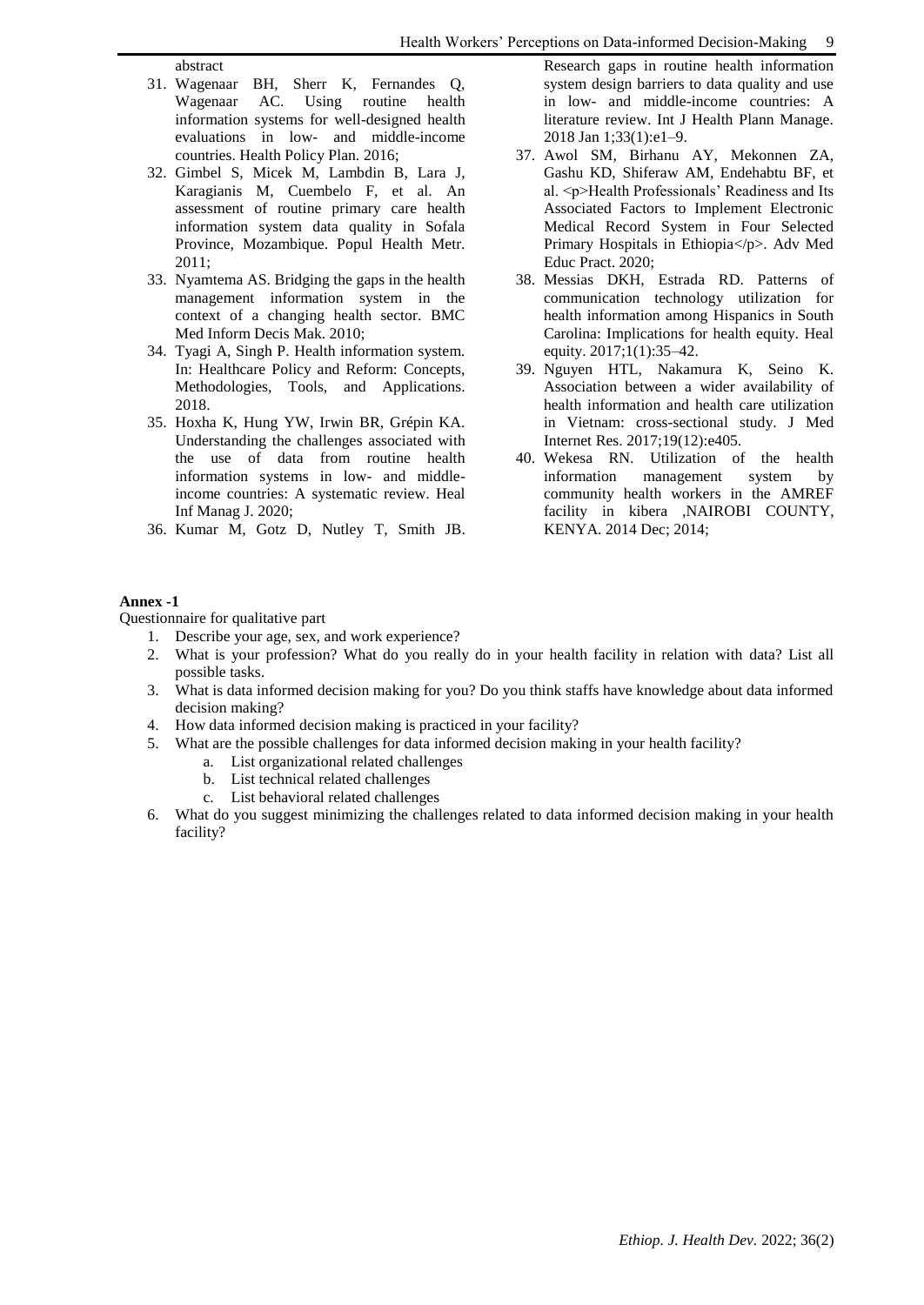abstract

31. Wagenaar BH, Sherr K, Fernandes Q, Wagenaar AC. Using routine health information systems for well-designed health evaluations in low- and middle-income countries. Health Policy Plan. 2016;
32. Gimbel S, Micek M, Lambdin B, Lara J, Karagianis M, Cuembelo F, et al. An assessment of routine primary care health information system data quality in Sofala Province, Mozambique. Popul Health Metr. 2011;
33. Nyamtema AS. Bridging the gaps in the health management information system in the context of a changing health sector. BMC Med Inform Decis Mak. 2010;
34. Tyagi A, Singh P. Health information system. In: Healthcare Policy and Reform: Concepts, Methodologies, Tools, and Applications. 2018.
35. Hoxha K, Hung YW, Irwin BR, Grépin KA. Understanding the challenges associated with the use of data from routine health information systems in low- and middle-income countries: A systematic review. Heal Inf Manag J. 2020;
36. Kumar M, Gotz D, Nutley T, Smith JB. Research gaps in routine health information system design barriers to data quality and use in low- and middle-income countries: A literature review. Int J Health Plann Manage. 2018 Jan 1;33(1):e1–9.
37. Awol SM, Birhanu AY, Mekonnen ZA, Gashu KD, Shiferaw AM, Endehabtu BF, et al. <p>Health Professionals' Readiness and Its Associated Factors to Implement Electronic Medical Record System in Four Selected Primary Hospitals in Ethiopia</p>. Adv Med Educ Pract. 2020;
38. Messias DKH, Estrada RD. Patterns of communication technology utilization for health information among Hispanics in South Carolina: Implications for health equity. Heal equity. 2017;1(1):35–42.
39. Nguyen HTL, Nakamura K, Seino K. Association between a wider availability of health information and health care utilization in Vietnam: cross-sectional study. J Med Internet Res. 2017;19(12):e405.
40. Wekesa RN. Utilization of the health information management system by community health workers in the AMREF facility in kibera ,NAIROBI COUNTY, KENYA. 2014 Dec; 2014;

**Annex -1**

Questionnaire for qualitative part

1. Describe your age, sex, and work experience?
2. What is your profession? What do you really do in your health facility in relation with data? List all possible tasks.
3. What is data informed decision making for you? Do you think staffs have knowledge about data informed decision making?
4. How data informed decision making is practiced in your facility?
5. What are the possible challenges for data informed decision making in your health facility?
   a. List organizational related challenges
   b. List technical related challenges
   c. List behavioral related challenges
6. What do you suggest minimizing the challenges related to data informed decision making in your health facility?